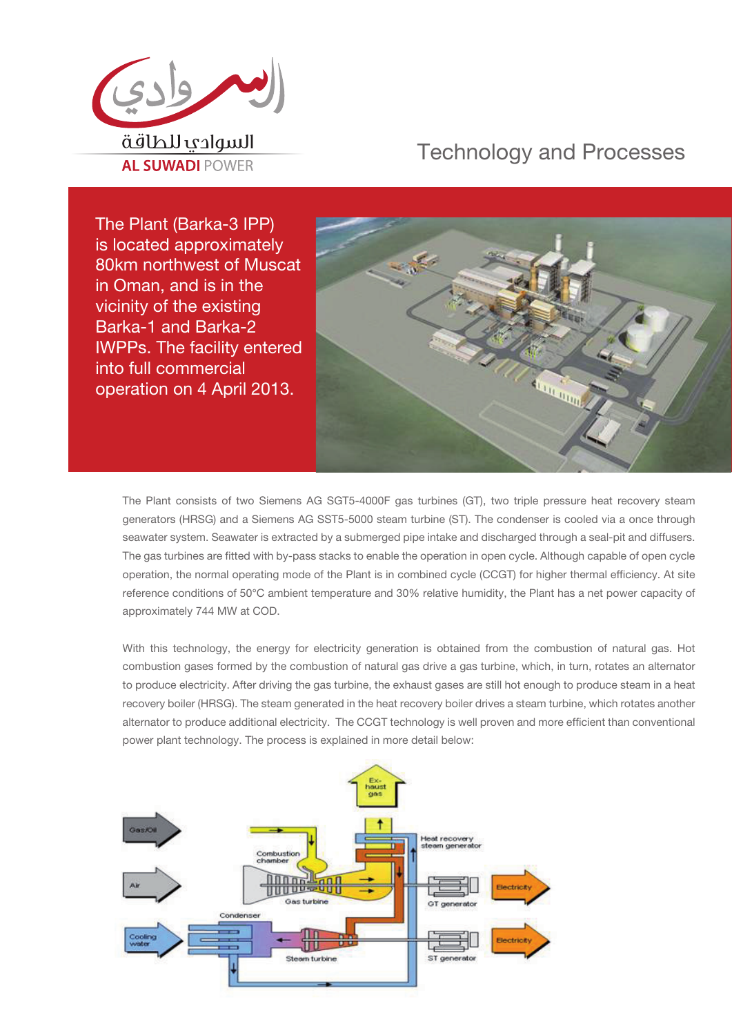السوادي للطاقة

AL SUWADI POWER

# Technology and Processes

The Plant (Barka-3 IPP) is located approximately 80km northwest of Muscat in Oman, and is in the vicinity of the existing Barka-1 and Barka-2 IWPPs. The facility entered into full commercial operation on 4 April 2013.

The Plant consists of two Siemens AG SGT5-4000F gas turbines (GT), two triple pressure heat recovery steam generators (HRSG) and a Siemens AG SST5-5000 steam turbine (ST). The condenser is cooled via a once through seawater system. Seawater is extracted by a submerged pipe intake and discharged through a seal-pit and diffusers. The gas turbines are fitted with by-pass stacks to enable the operation in open cycle. Although capable of open cycle operation, the normal operating mode of the Plant is in combined cycle (CCGT) for higher thermal efficiency. At site reference conditions of 50°C ambient temperature and 30% relative humidity, the Plant has a net power capacity of approximately 744 MW at COD.

With this technology, the energy for electricity generation is obtained from the combustion of natural gas. Hot combustion gases formed by the combustion of natural gas drive a gas turbine, which, in turn, rotates an alternator to produce electricity. After driving the gas turbine, the exhaust gases are still hot enough to produce steam in a heat recovery boiler (HRSG). The steam generated in the heat recovery boiler drives a steam turbine, which rotates another alternator to produce additional electricity. The CCGT technology is well proven and more efficient than conventional power plant technology. The process is explained in more detail below:

Gas/Oil | Air | Cooling water | Combustion chamber | Gas turbine | Exhaust gas | Heat recovery steam generator | GT generator | Electricity | Condenser | Steam turbine | ST generator | Electricity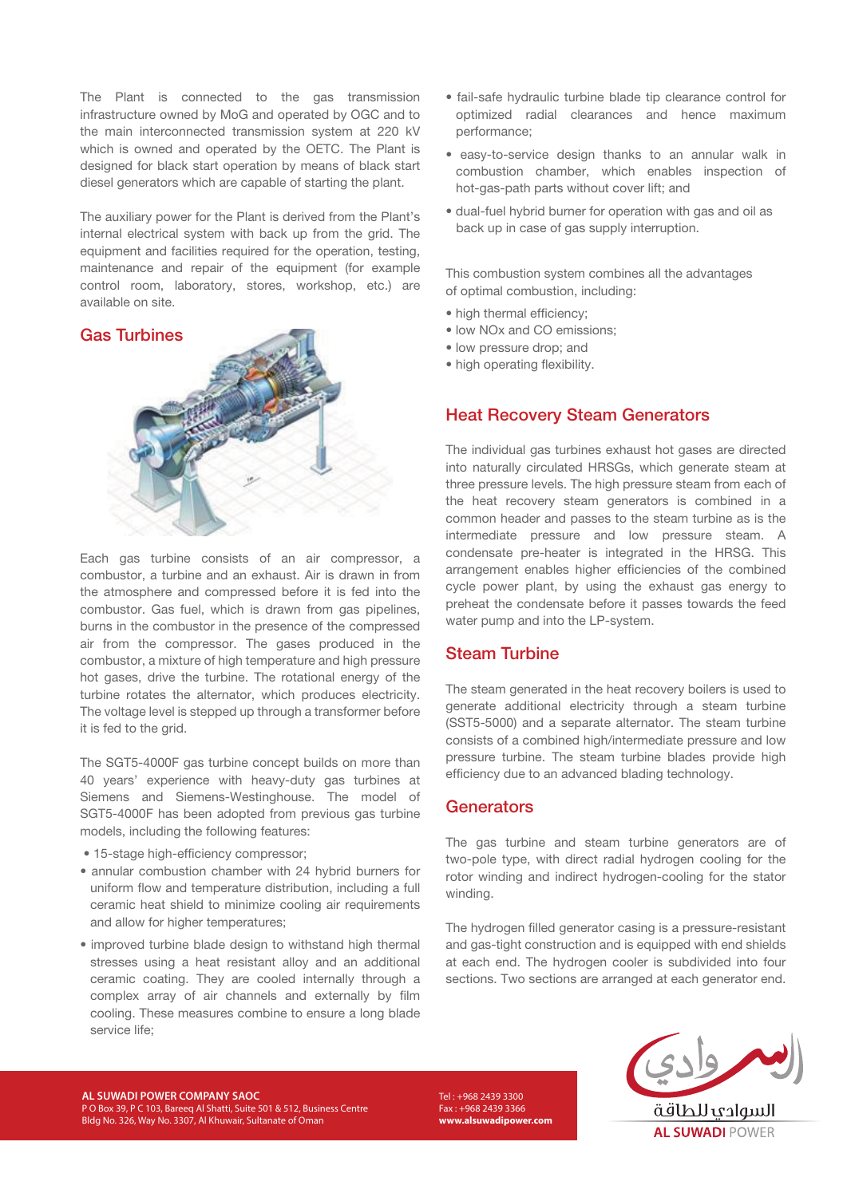The Plant is connected to the gas transmission infrastructure owned by MoG and operated by OGC and to the main interconnected transmission system at 220 kV which is owned and operated by the OETC. The Plant is designed for black start operation by means of black start diesel generators which are capable of starting the plant.

The auxiliary power for the Plant is derived from the Plant's internal electrical system with back up from the grid. The equipment and facilities required for the operation, testing, maintenance and repair of the equipment (for example control room, laboratory, stores, workshop, etc.) are available on site.

## Gas Turbines

Each gas turbine consists of an air compressor, a combustor, a turbine and an exhaust. Air is drawn in from the atmosphere and compressed before it is fed into the combustor. Gas fuel, which is drawn from gas pipelines, burns in the combustor in the presence of the compressed air from the compressor. The gases produced in the combustor, a mixture of high temperature and high pressure hot gases, drive the turbine. The rotational energy of the turbine rotates the alternator, which produces electricity. The voltage level is stepped up through a transformer before it is fed to the grid.

The SGT5-4000F gas turbine concept builds on more than 40 years' experience with heavy-duty gas turbines at Siemens and Siemens-Westinghouse. The model of SGT5-4000F has been adopted from previous gas turbine models, including the following features:

- 15-stage high-efficiency compressor;
- annular combustion chamber with 24 hybrid burners for uniform flow and temperature distribution, including a full ceramic heat shield to minimize cooling air requirements and allow for higher temperatures;
- improved turbine blade design to withstand high thermal stresses using a heat resistant alloy and an additional ceramic coating. They are cooled internally through a complex array of air channels and externally by film cooling. These measures combine to ensure a long blade service life;
- fail-safe hydraulic turbine blade tip clearance control for optimized radial clearances and hence maximum performance;
- easy-to-service design thanks to an annular walk in combustion chamber, which enables inspection of hot-gas-path parts without cover lift; and
- dual-fuel hybrid burner for operation with gas and oil as back up in case of gas supply interruption.

This combustion system combines all the advantages of optimal combustion, including:

- high thermal efficiency;
- low NOx and CO emissions;
- low pressure drop; and
- high operating flexibility.

## Heat Recovery Steam Generators

The individual gas turbines exhaust hot gases are directed into naturally circulated HRSGs, which generate steam at three pressure levels. The high pressure steam from each of the heat recovery steam generators is combined in a common header and passes to the steam turbine as is the intermediate pressure and low pressure steam. A condensate pre-heater is integrated in the HRSG. This arrangement enables higher efficiencies of the combined cycle power plant, by using the exhaust gas energy to preheat the condensate before it passes towards the feed water pump and into the LP-system.

## Steam Turbine

The steam generated in the heat recovery boilers is used to generate additional electricity through a steam turbine (SST5-5000) and a separate alternator. The steam turbine consists of a combined high/intermediate pressure and low pressure turbine. The steam turbine blades provide high efficiency due to an advanced blading technology.

## Generators

The gas turbine and steam turbine generators are of two-pole type, with direct radial hydrogen cooling for the rotor winding and indirect hydrogen-cooling for the stator winding.

The hydrogen filled generator casing is a pressure-resistant and gas-tight construction and is equipped with end shields at each end. The hydrogen cooler is subdivided into four sections. Two sections are arranged at each generator end.

**AL SUWADI POWER COMPANY SAOC**
P O Box 39, P C 103, Bareeq Al Shatti, Suite 501 & 512, Business Centre
Bldg No. 326, Way No. 3307, Al Khuwair, Sultanate of Oman

Tel : +968 2439 3300
Fax : +968 2439 3366
**www.alsuwadipower.com**

السوادي للطاقة
AL SUWADI POWER